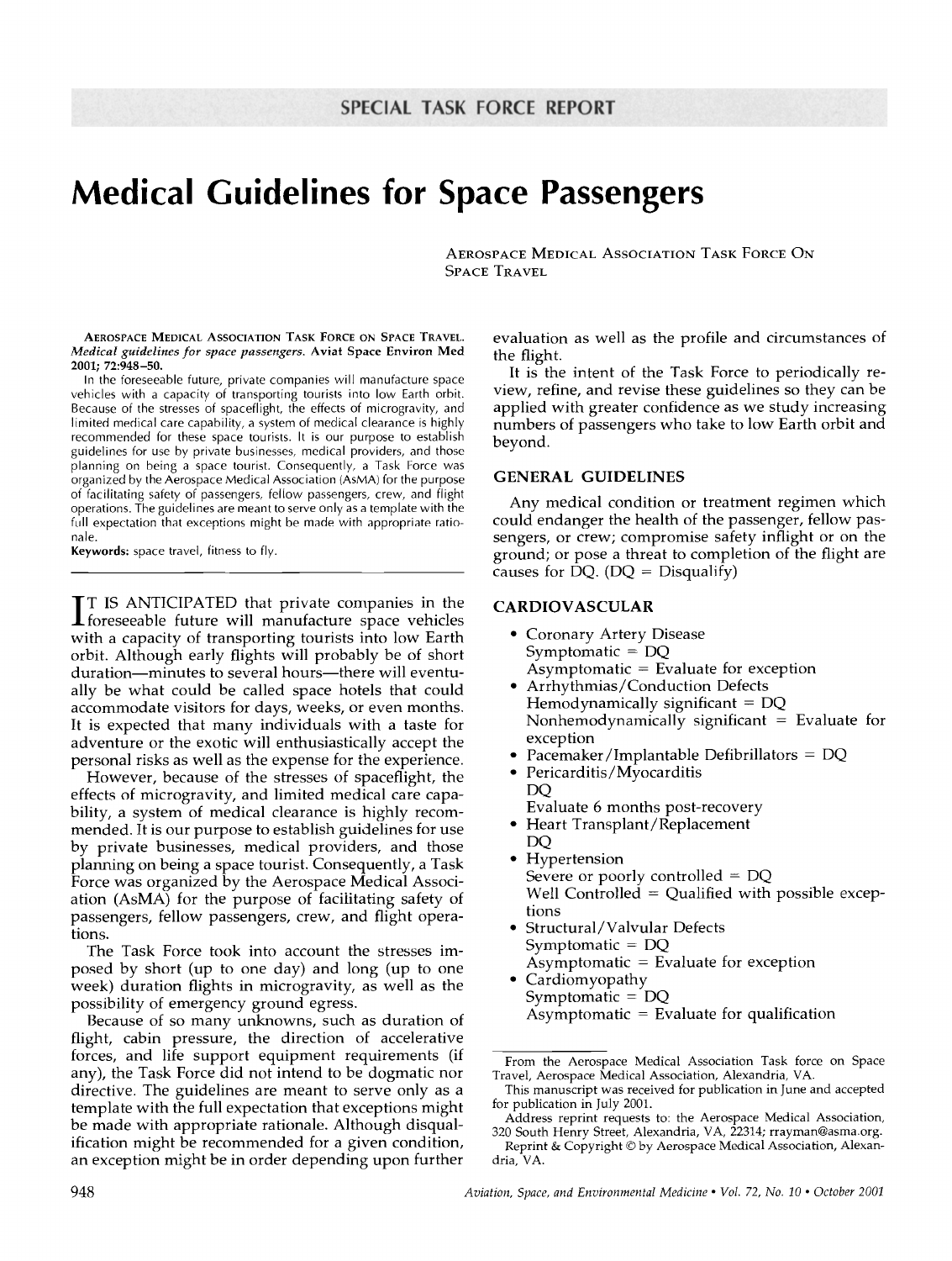SPECIAL TASK FORCE REPORT

# Medical Guidelines for Space Passengers

Aerospace Medical Association Task Force On Space Travel

**Aerospace Medical Association Task Force on Space Travel.** *Medical guidelines for space passengers.* **Aviat Space Environ Med 2001; 72:948–50.**

In the foreseeable future, private companies will manufacture space vehicles with a capacity of transporting tourists into low Earth orbit. Because of the stresses of spaceflight, the effects of microgravity, and limited medical care capability, a system of medical clearance is highly recommended for these space tourists. It is our purpose to establish guidelines for use by private businesses, medical providers, and those planning on being a space tourist. Consequently, a Task Force was organized by the Aerospace Medical Association (AsMA) for the purpose of facilitating safety of passengers, fellow passengers, crew, and flight operations. The guidelines are meant to serve only as a template with the full expectation that exceptions might be made with appropriate rationale.

**Keywords:** space travel, fitness to fly.

IT IS ANTICIPATED that private companies in the foreseeable future will manufacture space vehicles with a capacity of transporting tourists into low Earth orbit. Although early flights will probably be of short duration—minutes to several hours—there will eventually be what could be called space hotels that could accommodate visitors for days, weeks, or even months. It is expected that many individuals with a taste for adventure or the exotic will enthusiastically accept the personal risks as well as the expense for the experience.

However, because of the stresses of spaceflight, the effects of microgravity, and limited medical care capability, a system of medical clearance is highly recommended. It is our purpose to establish guidelines for use by private businesses, medical providers, and those planning on being a space tourist. Consequently, a Task Force was organized by the Aerospace Medical Association (AsMA) for the purpose of facilitating safety of passengers, fellow passengers, crew, and flight operations.

The Task Force took into account the stresses imposed by short (up to one day) and long (up to one week) duration flights in microgravity, as well as the possibility of emergency ground egress.

Because of so many unknowns, such as duration of flight, cabin pressure, the direction of accelerative forces, and life support equipment requirements (if any), the Task Force did not intend to be dogmatic nor directive. The guidelines are meant to serve only as a template with the full expectation that exceptions might be made with appropriate rationale. Although disqualification might be recommended for a given condition, an exception might be in order depending upon further evaluation as well as the profile and circumstances of the flight.

It is the intent of the Task Force to periodically review, refine, and revise these guidelines so they can be applied with greater confidence as we study increasing numbers of passengers who take to low Earth orbit and beyond.

## GENERAL GUIDELINES

Any medical condition or treatment regimen which could endanger the health of the passenger, fellow passengers, or crew; compromise safety inflight or on the ground; or pose a threat to completion of the flight are causes for DQ. (DQ = Disqualify)

## CARDIOVASCULAR

- Coronary Artery Disease
  Symptomatic = DQ
  Asymptomatic = Evaluate for exception
- Arrhythmias/Conduction Defects
  Hemodynamically significant = DQ
  Nonhemodynamically significant = Evaluate for exception
- Pacemaker/Implantable Defibrillators = DQ
- Pericarditis/Myocarditis
  DQ
  Evaluate 6 months post-recovery
- Heart Transplant/Replacement
  DQ
- Hypertension
  Severe or poorly controlled = DQ
  Well Controlled = Qualified with possible exceptions
- Structural/Valvular Defects
  Symptomatic = DQ
  Asymptomatic = Evaluate for exception
- Cardiomyopathy
  Symptomatic = DQ
  Asymptomatic = Evaluate for qualification

From the Aerospace Medical Association Task force on Space Travel, Aerospace Medical Association, Alexandria, VA.

This manuscript was received for publication in June and accepted for publication in July 2001.

Address reprint requests to: the Aerospace Medical Association, 320 South Henry Street, Alexandria, VA, 22314; rrayman@asma.org.

Reprint & Copyright © by Aerospace Medical Association, Alexandria, VA.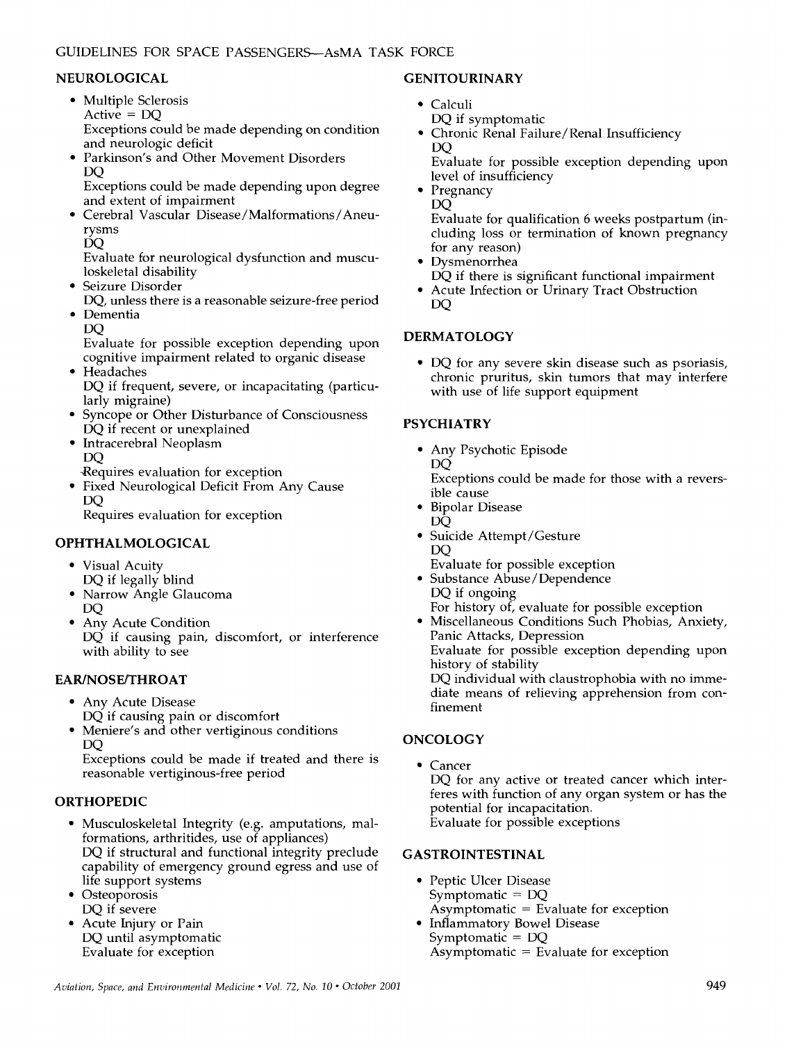## NEUROLOGICAL

- Multiple Sclerosis
  Active = DQ
  Exceptions could be made depending on condition and neurologic deficit
- Parkinson's and Other Movement Disorders
  DQ
  Exceptions could be made depending upon degree and extent of impairment
- Cerebral Vascular Disease/Malformations/Aneurysms
  DQ
  Evaluate for neurological dysfunction and musculoskeletal disability
- Seizure Disorder
  DQ, unless there is a reasonable seizure-free period
- Dementia
  DQ
  Evaluate for possible exception depending upon cognitive impairment related to organic disease
- Headaches
  DQ if frequent, severe, or incapacitating (particularly migraine)
- Syncope or Other Disturbance of Consciousness
  DQ if recent or unexplained
- Intracerebral Neoplasm
  DQ
  Requires evaluation for exception
- Fixed Neurological Deficit From Any Cause
  DQ
  Requires evaluation for exception

## OPHTHALMOLOGICAL

- Visual Acuity
  DQ if legally blind
- Narrow Angle Glaucoma
  DQ
- Any Acute Condition
  DQ if causing pain, discomfort, or interference with ability to see

## EAR/NOSE/THROAT

- Any Acute Disease
  DQ if causing pain or discomfort
- Meniere's and other vertiginous conditions
  DQ
  Exceptions could be made if treated and there is reasonable vertiginous-free period

## ORTHOPEDIC

- Musculoskeletal Integrity (e.g. amputations, malformations, arthritides, use of appliances)
  DQ if structural and functional integrity preclude capability of emergency ground egress and use of life support systems
- Osteoporosis
  DQ if severe
- Acute Injury or Pain
  DQ until asymptomatic
  Evaluate for exception

## GENITOURINARY

- Calculi
  DQ if symptomatic
- Chronic Renal Failure/Renal Insufficiency
  DQ
  Evaluate for possible exception depending upon level of insufficiency
- Pregnancy
  DQ
  Evaluate for qualification 6 weeks postpartum (including loss or termination of known pregnancy for any reason)
- Dysmenorrhea
  DQ if there is significant functional impairment
- Acute Infection or Urinary Tract Obstruction
  DQ

## DERMATOLOGY

- DQ for any severe skin disease such as psoriasis, chronic pruritus, skin tumors that may interfere with use of life support equipment

## PSYCHIATRY

- Any Psychotic Episode
  DQ
  Exceptions could be made for those with a reversible cause
- Bipolar Disease
  DQ
- Suicide Attempt/Gesture
  DQ
  Evaluate for possible exception
- Substance Abuse/Dependence
  DQ if ongoing
  For history of, evaluate for possible exception
- Miscellaneous Conditions Such Phobias, Anxiety, Panic Attacks, Depression
  Evaluate for possible exception depending upon history of stability
  DQ individual with claustrophobia with no immediate means of relieving apprehension from confinement

## ONCOLOGY

- Cancer
  DQ for any active or treated cancer which interferes with function of any organ system or has the potential for incapacitation.
  Evaluate for possible exceptions

## GASTROINTESTINAL

- Peptic Ulcer Disease
  Symptomatic = DQ
  Asymptomatic = Evaluate for exception
- Inflammatory Bowel Disease
  Symptomatic = DQ
  Asymptomatic = Evaluate for exception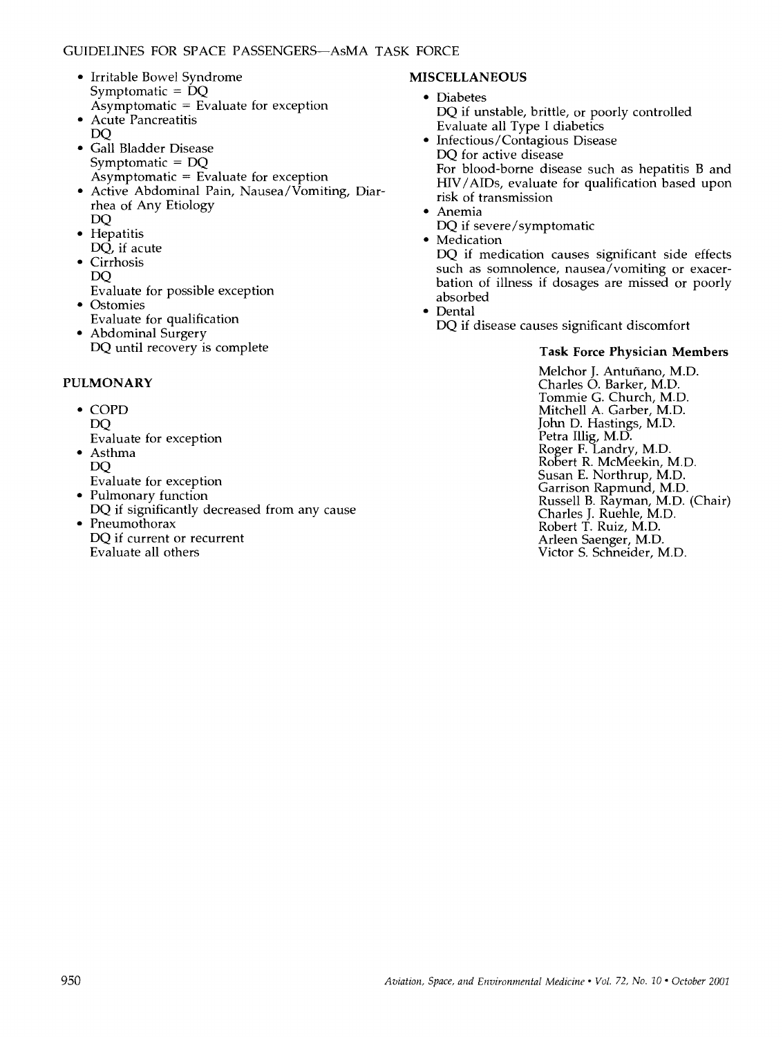- Irritable Bowel Syndrome
  Symptomatic = DQ
  Asymptomatic = Evaluate for exception
- Acute Pancreatitis
  DQ
- Gall Bladder Disease
  Symptomatic = DQ
  Asymptomatic = Evaluate for exception
- Active Abdominal Pain, Nausea/Vomiting, Diarrhea of Any Etiology
  DQ
- Hepatitis
  DQ, if acute
- Cirrhosis
  DQ
  Evaluate for possible exception
- Ostomies
  Evaluate for qualification
- Abdominal Surgery
  DQ until recovery is complete

## PULMONARY

- COPD
  DQ
  Evaluate for exception
- Asthma
  DQ
  Evaluate for exception
- Pulmonary function
  DQ if significantly decreased from any cause
- Pneumothorax
  DQ if current or recurrent
  Evaluate all others

## MISCELLANEOUS

- Diabetes
  DQ if unstable, brittle, or poorly controlled
  Evaluate all Type I diabetics
- Infectious/Contagious Disease
  DQ for active disease
  For blood-borne disease such as hepatitis B and HIV/AIDs, evaluate for qualification based upon risk of transmission
- Anemia
  DQ if severe/symptomatic
- Medication
  DQ if medication causes significant side effects such as somnolence, nausea/vomiting or exacerbation of illness if dosages are missed or poorly absorbed
- Dental
  DQ if disease causes significant discomfort

**Task Force Physician Members**

Melchor J. Antuñano, M.D.
Charles O. Barker, M.D.
Tommie G. Church, M.D.
Mitchell A. Garber, M.D.
John D. Hastings, M.D.
Petra Illig, M.D.
Roger F. Landry, M.D.
Robert R. McMeekin, M.D.
Susan E. Northrup, M.D.
Garrison Rapmund, M.D.
Russell B. Rayman, M.D. (Chair)
Charles J. Ruehle, M.D.
Robert T. Ruiz, M.D.
Arleen Saenger, M.D.
Victor S. Schneider, M.D.